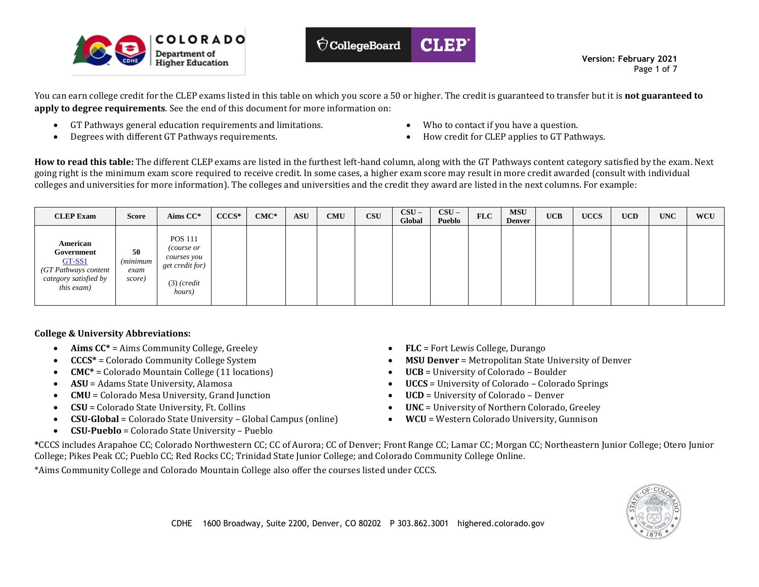You can earn college credit for the CLEP exams listed in this table on which you score a 50 or higher. The credit is guaranteed to transfer but it is **not guaranteed to apply to degree requirements**. See the end of this document for more information on:

- GT Pathways general education requirements and limitations.
- Degrees with different GT Pathways requirements.
- Who to contact if you have a question.
- How credit for CLEP applies to GT Pathways.

**How to read this table:** The different CLEP exams are listed in the furthest left-hand column, along with the GT Pathways content category satisfied by the exam. Next going right is the minimum exam score required to receive credit. In some cases, a higher exam score may result in more credit awarded (consult with individual colleges and universities for more information). The colleges and universities and the credit they award are listed in the next columns. For example:

| CLEP Exam | Score | Aims CC* | CCCS* | CMC* | ASU | CMU | CSU | CSU – Global | CSU – Pueblo | FLC | MSU Denver | UCB | UCCS | UCD | UNC | WCU |
|---|---|---|---|---|---|---|---|---|---|---|---|---|---|---|---|---|
| **American Government** GT-SS1 *(GT Pathways content category satisfied by this exam)* | **50** *(minimum exam score)* | POS 111 *(course or courses you get credit for)* (3) *(credit hours)* | | | | | | | | | | | | | | |

**College & University Abbreviations:**

- **Aims CC*** = Aims Community College, Greeley
- **CCCS*** = Colorado Community College System
- **CMC*** = Colorado Mountain College (11 locations)
- **ASU** = Adams State University, Alamosa
- **CMU** = Colorado Mesa University, Grand Junction
- **CSU** = Colorado State University, Ft. Collins
- **CSU-Global** = Colorado State University – Global Campus (online)
- **CSU-Pueblo** = Colorado State University – Pueblo
- **FLC** = Fort Lewis College, Durango
- **MSU Denver** = Metropolitan State University of Denver
- **UCB** = University of Colorado – Boulder
- **UCCS** = University of Colorado – Colorado Springs
- **UCD** = University of Colorado – Denver
- **UNC** = University of Northern Colorado, Greeley
- **WCU** = Western Colorado University, Gunnison

***CCCS includes Arapahoe CC; Colorado Northwestern CC; CC of Aurora; CC of Denver; Front Range CC; Lamar CC; Morgan CC; Northeastern Junior College; Otero Junior College; Pikes Peak CC; Pueblo CC; Red Rocks CC; Trinidad State Junior College; and Colorado Community College Online.

*Aims Community College and Colorado Mountain College also offer the courses listed under CCCS.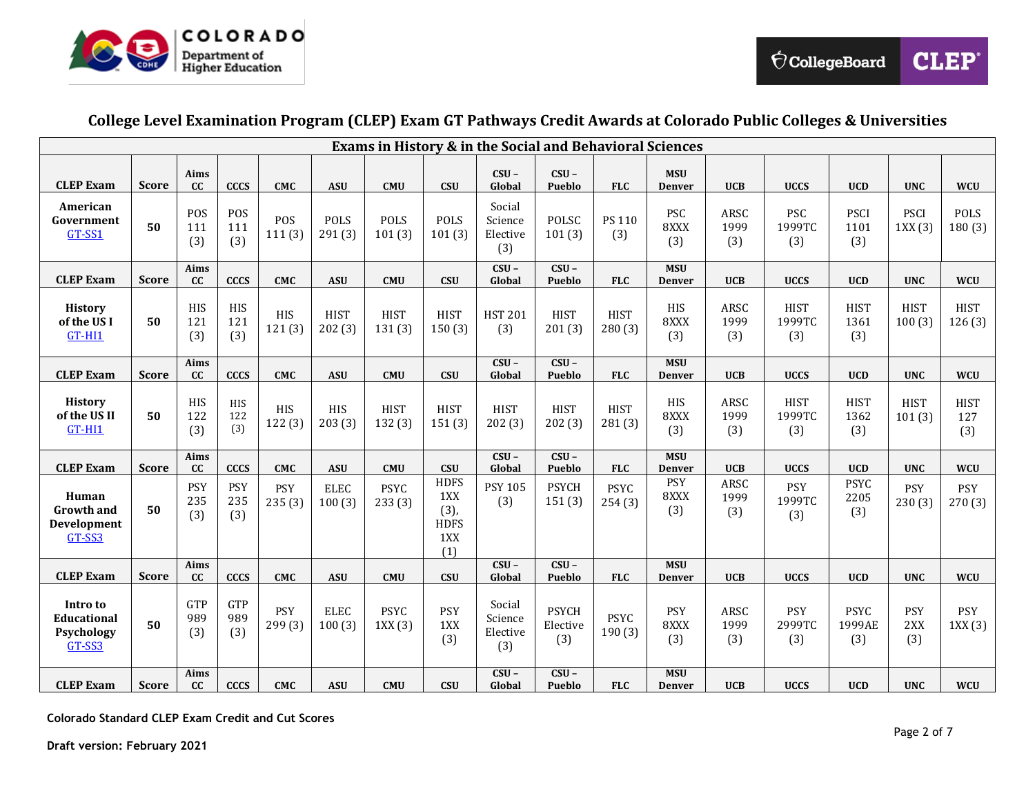# College Level Examination Program (CLEP) Exam GT Pathways Credit Awards at Colorado Public Colleges & Universities

| Exams in History & in the Social and Behavioral Sciences | | | | | | | | | | | | | | | | |
|---|---|---|---|---|---|---|---|---|---|---|---|---|---|---|---|---|
| **CLEP Exam** | **Score** | **Aims CC** | **CCCS** | **CMC** | **ASU** | **CMU** | **CSU** | **CSU – Global** | **CSU – Pueblo** | **FLC** | **MSU Denver** | **UCB** | **UCCS** | **UCD** | **UNC** | **WCU** |
| **American Government** GT-SS1 | **50** | POS 111 (3) | POS 111 (3) | POS 111 (3) | POLS 291 (3) | POLS 101 (3) | POLS 101 (3) | Social Science Elective (3) | POLSC 101 (3) | PS 110 (3) | PSC 8XXX (3) | ARSC 1999 (3) | PSC 1999TC (3) | PSCI 1101 (3) | PSCI 1XX (3) | POLS 180 (3) |
| **CLEP Exam** | **Score** | **Aims CC** | **CCCS** | **CMC** | **ASU** | **CMU** | **CSU** | **CSU – Global** | **CSU – Pueblo** | **FLC** | **MSU Denver** | **UCB** | **UCCS** | **UCD** | **UNC** | **WCU** |
| **History of the US I** GT-HI1 | **50** | HIS 121 (3) | HIS 121 (3) | HIS 121 (3) | HIST 202 (3) | HIST 131 (3) | HIST 150 (3) | HST 201 (3) | HIST 201 (3) | HIST 280 (3) | HIS 8XXX (3) | ARSC 1999 (3) | HIST 1999TC (3) | HIST 1361 (3) | HIST 100 (3) | HIST 126 (3) |
| **CLEP Exam** | **Score** | **Aims CC** | **CCCS** | **CMC** | **ASU** | **CMU** | **CSU** | **CSU – Global** | **CSU – Pueblo** | **FLC** | **MSU Denver** | **UCB** | **UCCS** | **UCD** | **UNC** | **WCU** |
| **History of the US II** GT-HI1 | **50** | HIS 122 (3) | HIS 122 (3) | HIS 122 (3) | HIS 203 (3) | HIST 132 (3) | HIST 151 (3) | HIST 202 (3) | HIST 202 (3) | HIST 281 (3) | HIS 8XXX (3) | ARSC 1999 (3) | HIST 1999TC (3) | HIST 1362 (3) | HIST 101 (3) | HIST 127 (3) |
| **CLEP Exam** | **Score** | **Aims CC** | **CCCS** | **CMC** | **ASU** | **CMU** | **CSU** | **CSU – Global** | **CSU – Pueblo** | **FLC** | **MSU Denver** | **UCB** | **UCCS** | **UCD** | **UNC** | **WCU** |
| **Human Growth and Development** GT-SS3 | **50** | PSY 235 (3) | PSY 235 (3) | PSY 235 (3) | ELEC 100 (3) | PSYC 233 (3) | HDFS 1XX (3), HDFS 1XX (1) | PSY 105 (3) | PSYCH 151 (3) | PSYC 254 (3) | PSY 8XXX (3) | ARSC 1999 (3) | PSY 1999TC (3) | PSYC 2205 (3) | PSY 230 (3) | PSY 270 (3) |
| **CLEP Exam** | **Score** | **Aims CC** | **CCCS** | **CMC** | **ASU** | **CMU** | **CSU** | **CSU – Global** | **CSU – Pueblo** | **FLC** | **MSU Denver** | **UCB** | **UCCS** | **UCD** | **UNC** | **WCU** |
| **Intro to Educational Psychology** GT-SS3 | **50** | GTP 989 (3) | GTP 989 (3) | PSY 299 (3) | ELEC 100 (3) | PSYC 1XX (3) | PSY 1XX (3) | Social Science Elective (3) | PSYCH Elective (3) | PSYC 190 (3) | PSY 8XXX (3) | ARSC 1999 (3) | PSY 2999TC (3) | PSYC 1999AE (3) | PSY 2XX (3) | PSY 1XX (3) |
| **CLEP Exam** | **Score** | **Aims CC** | **CCCS** | **CMC** | **ASU** | **CMU** | **CSU** | **CSU – Global** | **CSU – Pueblo** | **FLC** | **MSU Denver** | **UCB** | **UCCS** | **UCD** | **UNC** | **WCU** |

**Colorado Standard CLEP Exam Credit and Cut Scores**

**Draft version: February 2021**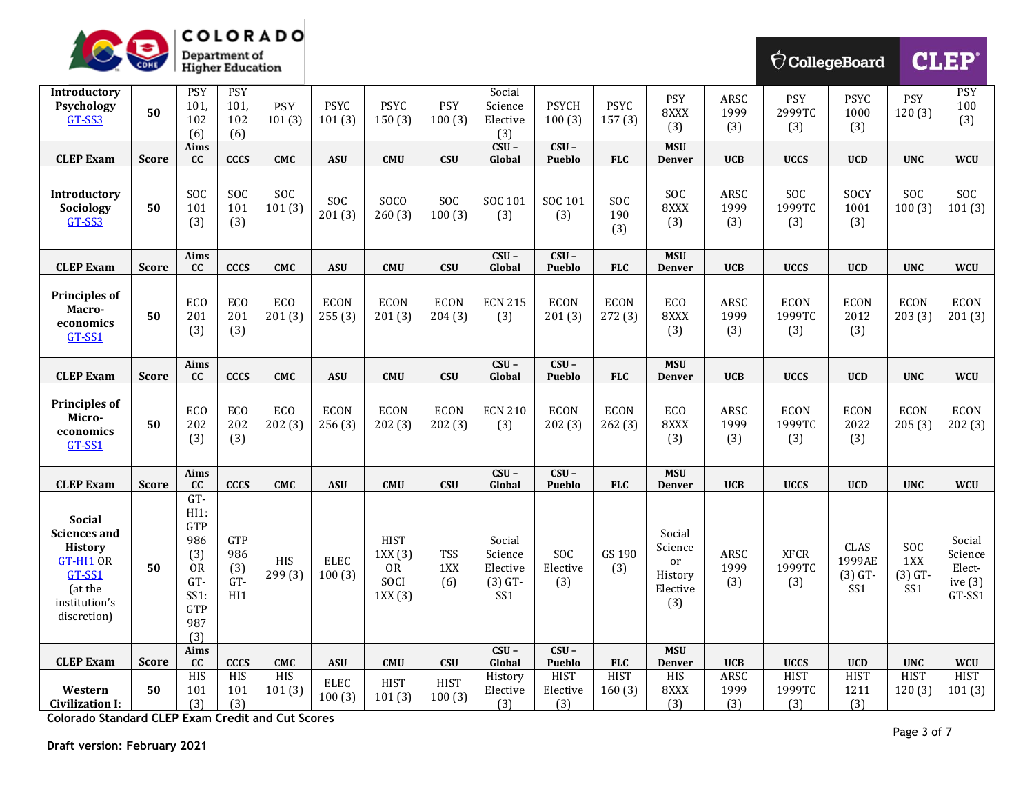| Introductory Psychology GT-SS3 | 50 | PSY 101, 102 (6) | PSY 101, 102 (6) | PSY 101 (3) | PSYC 101 (3) | PSYC 150 (3) | PSY 100 (3) | Social Science Elective (3) | PSYCH 100 (3) | PSYC 157 (3) | PSY 8XXX (3) | ARSC 1999 (3) | PSY 2999TC (3) | PSYC 1000 (3) | PSY 120 (3) | PSY 100 (3) |
|---|---|---|---|---|---|---|---|---|---|---|---|---|---|---|---|---|
| **CLEP Exam** | **Score** | **Aims CC** | **CCCS** | **CMC** | **ASU** | **CMU** | **CSU** | **CSU – Global** | **CSU – Pueblo** | **FLC** | **MSU Denver** | **UCB** | **UCCS** | **UCD** | **UNC** | **WCU** |
| **Introductory Sociology** GT-SS3 | **50** | SOC 101 (3) | SOC 101 (3) | SOC 101 (3) | SOC 201 (3) | SOCO 260 (3) | SOC 100 (3) | SOC 101 (3) | SOC 101 (3) | SOC 190 (3) | SOC 8XXX (3) | ARSC 1999 (3) | SOC 1999TC (3) | SOCY 1001 (3) | SOC 100 (3) | SOC 101 (3) |
| **CLEP Exam** | **Score** | **Aims CC** | **CCCS** | **CMC** | **ASU** | **CMU** | **CSU** | **CSU – Global** | **CSU – Pueblo** | **FLC** | **MSU Denver** | **UCB** | **UCCS** | **UCD** | **UNC** | **WCU** |
| **Principles of Macro-economics** GT-SS1 | **50** | ECO 201 (3) | ECO 201 (3) | ECO 201 (3) | ECON 255 (3) | ECON 201 (3) | ECON 204 (3) | ECN 215 (3) | ECON 201 (3) | ECON 272 (3) | ECO 8XXX (3) | ARSC 1999 (3) | ECON 1999TC (3) | ECON 2012 (3) | ECON 203 (3) | ECON 201 (3) |
| **CLEP Exam** | **Score** | **Aims CC** | **CCCS** | **CMC** | **ASU** | **CMU** | **CSU** | **CSU – Global** | **CSU – Pueblo** | **FLC** | **MSU Denver** | **UCB** | **UCCS** | **UCD** | **UNC** | **WCU** |
| **Principles of Micro-economics** GT-SS1 | **50** | ECO 202 (3) | ECO 202 (3) | ECO 202 (3) | ECON 256 (3) | ECON 202 (3) | ECON 202 (3) | ECN 210 (3) | ECON 202 (3) | ECON 262 (3) | ECO 8XXX (3) | ARSC 1999 (3) | ECON 1999TC (3) | ECON 2022 (3) | ECON 205 (3) | ECON 202 (3) |
| **CLEP Exam** | **Score** | **Aims CC** | **CCCS** | **CMC** | **ASU** | **CMU** | **CSU** | **CSU – Global** | **CSU – Pueblo** | **FLC** | **MSU Denver** | **UCB** | **UCCS** | **UCD** | **UNC** | **WCU** |
| **Social Sciences and History** GT-HI1 OR GT-SS1 (at the institution's discretion) | **50** | GT-HI1: GTP 986 (3) OR GT-SS1: GTP 987 (3) | GTP 986 (3) GT-HI1 | HIS 299 (3) | ELEC 100 (3) | HIST 1XX (3) OR SOCI 1XX (3) | TSS 1XX (6) | Social Science Elective (3) GT-SS1 | SOC Elective (3) | GS 190 (3) | Social Science or History Elective (3) | ARSC 1999 (3) | XFCR 1999TC (3) | CLAS 1999AE (3) GT-SS1 | SOC 1XX (3) GT-SS1 | Social Science Elect-ive (3) GT-SS1 |
| **CLEP Exam** | **Score** | **Aims CC** | **CCCS** | **CMC** | **ASU** | **CMU** | **CSU** | **CSU – Global** | **CSU – Pueblo** | **FLC** | **MSU Denver** | **UCB** | **UCCS** | **UCD** | **UNC** | **WCU** |
| **Western Civilization I:** | **50** | HIS 101 (3) | HIS 101 (3) | HIS 101 (3) | ELEC 100 (3) | HIST 101 (3) | HIST 100 (3) | History Elective (3) | HIST Elective (3) | HIST 160 (3) | HIS 8XXX (3) | ARSC 1999 (3) | HIST 1999TC (3) | HIST 1211 (3) | HIST 120 (3) | HIST 101 (3) |

**Colorado Standard CLEP Exam Credit and Cut Scores**

**Draft version: February 2021**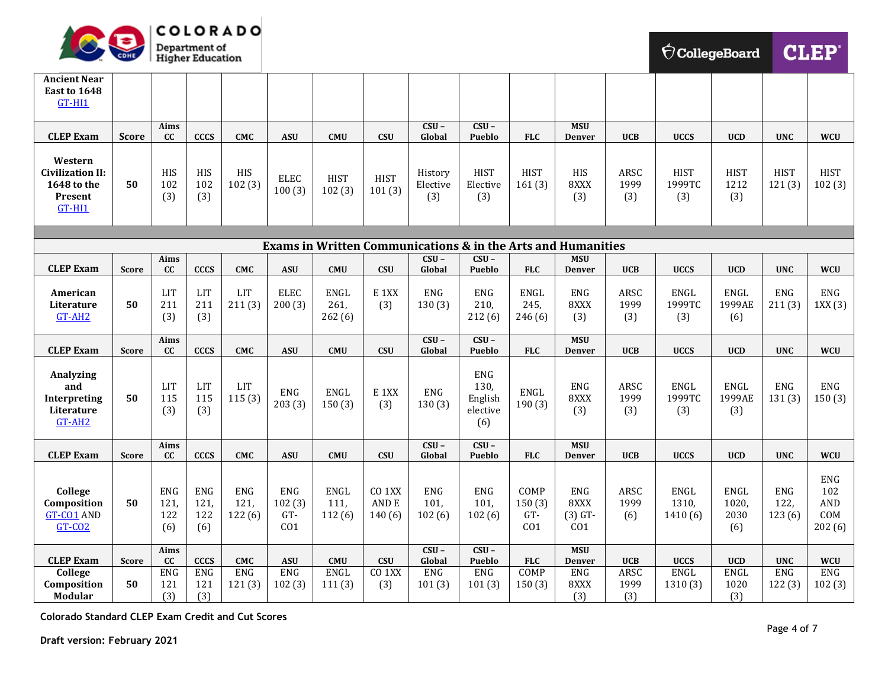| Ancient Near East to 1648 GT-HI1 | | | | | | | | | | | | | | | | |
|---|---|---|---|---|---|---|---|---|---|---|---|---|---|---|---|---|
| **CLEP Exam** | **Score** | **Aims CC** | **CCCS** | **CMC** | **ASU** | **CMU** | **CSU** | **CSU – Global** | **CSU – Pueblo** | **FLC** | **MSU Denver** | **UCB** | **UCCS** | **UCD** | **UNC** | **WCU** |
| **Western Civilization II: 1648 to the Present** GT-HI1 | 50 | HIS 102 (3) | HIS 102 (3) | HIS 102 (3) | ELEC 100 (3) | HIST 102 (3) | HIST 101 (3) | History Elective (3) | HIST Elective (3) | HIST 161 (3) | HIS 8XXX (3) | ARSC 1999 (3) | HIST 1999TC (3) | HIST 1212 (3) | HIST 121 (3) | HIST 102 (3) |

## Exams in Written Communications & in the Arts and Humanities

| CLEP Exam | Score | Aims CC | CCCS | CMC | ASU | CMU | CSU | CSU – Global | CSU – Pueblo | FLC | MSU Denver | UCB | UCCS | UCD | UNC | WCU |
|---|---|---|---|---|---|---|---|---|---|---|---|---|---|---|---|---|
| **American Literature** GT-AH2 | 50 | LIT 211 (3) | LIT 211 (3) | LIT 211 (3) | ELEC 200 (3) | ENGL 261, 262 (6) | E 1XX (3) | ENG 130 (3) | ENG 210, 212 (6) | ENGL 245, 246 (6) | ENG 8XXX (3) | ARSC 1999 (3) | ENGL 1999TC (3) | ENGL 1999AE (6) | ENG 211 (3) | ENG 1XX (3) |
| **CLEP Exam** | **Score** | **Aims CC** | **CCCS** | **CMC** | **ASU** | **CMU** | **CSU** | **CSU – Global** | **CSU – Pueblo** | **FLC** | **MSU Denver** | **UCB** | **UCCS** | **UCD** | **UNC** | **WCU** |
| **Analyzing and Interpreting Literature** GT-AH2 | 50 | LIT 115 (3) | LIT 115 (3) | LIT 115 (3) | ENG 203 (3) | ENGL 150 (3) | E 1XX (3) | ENG 130 (3) | ENG 130, English elective (6) | ENGL 190 (3) | ENG 8XXX (3) | ARSC 1999 (3) | ENGL 1999TC (3) | ENGL 1999AE (3) | ENG 131 (3) | ENG 150 (3) |
| **CLEP Exam** | **Score** | **Aims CC** | **CCCS** | **CMC** | **ASU** | **CMU** | **CSU** | **CSU – Global** | **CSU – Pueblo** | **FLC** | **MSU Denver** | **UCB** | **UCCS** | **UCD** | **UNC** | **WCU** |
| **College Composition** GT-CO1 AND GT-CO2 | 50 | ENG 121, 122 (6) | ENG 121, 122 (6) | ENG 121, 122 (6) | ENG 102 (3) GT-CO1 | ENGL 111, 112 (6) | CO 1XX AND E 140 (6) | ENG 101, 102 (6) | ENG 101, 102 (6) | COMP 150 (3) GT-CO1 | ENG 8XXX (3) GT-CO1 | ARSC 1999 (6) | ENGL 1310, 1410 (6) | ENGL 1020, 2030 (6) | ENG 122, 123 (6) | ENG 102 AND COM 202 (6) |
| **CLEP Exam** | **Score** | **Aims CC** | **CCCS** | **CMC** | **ASU** | **CMU** | **CSU** | **CSU – Global** | **CSU – Pueblo** | **FLC** | **MSU Denver** | **UCB** | **UCCS** | **UCD** | **UNC** | **WCU** |
| **College Composition Modular** | 50 | ENG 121 (3) | ENG 121 (3) | ENG 121 (3) | ENG 102 (3) | ENGL 111 (3) | CO 1XX (3) | ENG 101 (3) | ENG 101 (3) | COMP 150 (3) | ENG 8XXX (3) | ARSC 1999 (3) | ENGL 1310 (3) | ENGL 1020 (3) | ENG 122 (3) | ENG 102 (3) |

**Colorado Standard CLEP Exam Credit and Cut Scores**

**Draft version: February 2021**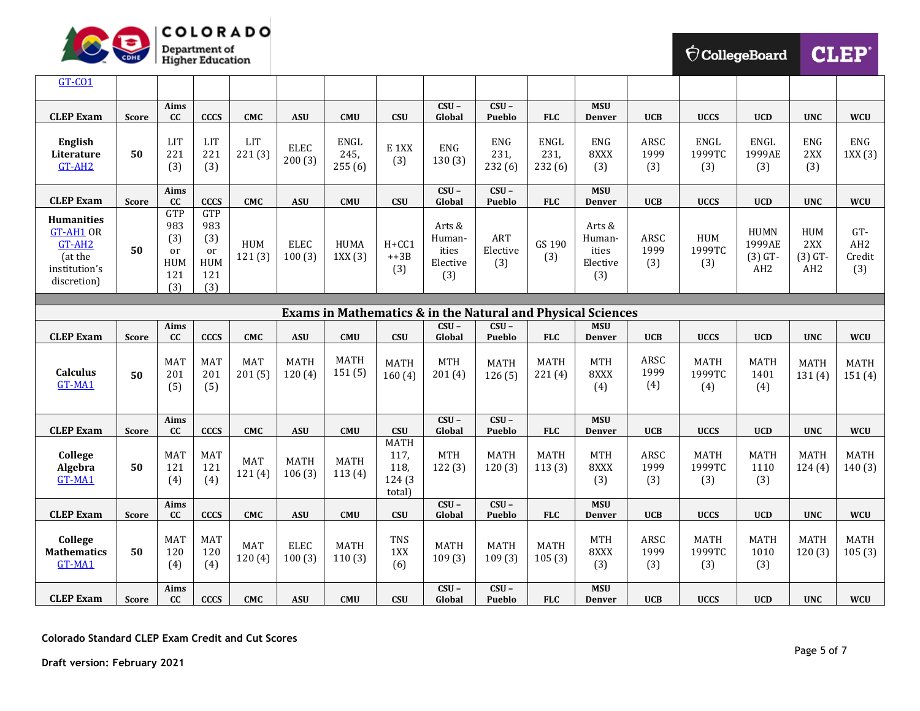| GT-CO1 | | | | | | | | | | | | | | | |
|---|---|---|---|---|---|---|---|---|---|---|---|---|---|---|---|
| **CLEP Exam** | **Score** | **Aims CC** | **CCCS** | **CMC** | **ASU** | **CMU** | **CSU** | **CSU – Global** | **CSU – Pueblo** | **FLC** | **MSU Denver** | **UCB** | **UCCS** | **UCD** | **UNC** | **WCU** |
| **English Literature** GT-AH2 | **50** | LIT 221 (3) | LIT 221 (3) | LIT 221 (3) | ELEC 200 (3) | ENGL 245, 255 (6) | E 1XX (3) | ENG 130 (3) | ENG 231, 232 (6) | ENGL 231, 232 (6) | ENG 8XXX (3) | ARSC 1999 (3) | ENGL 1999TC (3) | ENGL 1999AE (3) | ENG 2XX (3) | ENG 1XX (3) |
| **CLEP Exam** | **Score** | **Aims CC** | **CCCS** | **CMC** | **ASU** | **CMU** | **CSU** | **CSU – Global** | **CSU – Pueblo** | **FLC** | **MSU Denver** | **UCB** | **UCCS** | **UCD** | **UNC** | **WCU** |
| **Humanities** GT-AH1 OR GT-AH2 (at the institution's discretion) | **50** | GTP 983 (3) or HUM 121 (3) | GTP 983 (3) or HUM 121 (3) | HUM 121 (3) | ELEC 100 (3) | HUMA 1XX (3) | H+CC1 ++3B (3) | Arts & Humanities Elective (3) | ART Elective (3) | GS 190 (3) | Arts & Humanities Elective (3) | ARSC 1999 (3) | HUM 1999TC (3) | HUMN 1999AE (3) GT-AH2 | HUM 2XX (3) GT-AH2 | GT-AH2 Credit (3) |
| **Exams in Mathematics & in the Natural and Physical Sciences** | | | | | | | | | | | | | | | | |
| **CLEP Exam** | **Score** | **Aims CC** | **CCCS** | **CMC** | **ASU** | **CMU** | **CSU** | **CSU – Global** | **CSU – Pueblo** | **FLC** | **MSU Denver** | **UCB** | **UCCS** | **UCD** | **UNC** | **WCU** |
| **Calculus** GT-MA1 | **50** | MAT 201 (5) | MAT 201 (5) | MAT 201 (5) | MATH 120 (4) | MATH 151 (5) | MATH 160 (4) | MTH 201 (4) | MATH 126 (5) | MATH 221 (4) | MTH 8XXX (4) | ARSC 1999 (4) | MATH 1999TC (4) | MATH 1401 (4) | MATH 131 (4) | MATH 151 (4) |
| **CLEP Exam** | **Score** | **Aims CC** | **CCCS** | **CMC** | **ASU** | **CMU** | **CSU** | **CSU – Global** | **CSU – Pueblo** | **FLC** | **MSU Denver** | **UCB** | **UCCS** | **UCD** | **UNC** | **WCU** |
| **College Algebra** GT-MA1 | **50** | MAT 121 (4) | MAT 121 (4) | MAT 121 (4) | MATH 106 (3) | MATH 113 (4) | MATH 117, 118, 124 (3 total) | MTH 122 (3) | MATH 120 (3) | MATH 113 (3) | MTH 8XXX (3) | ARSC 1999 (3) | MATH 1999TC (3) | MATH 1110 (3) | MATH 124 (4) | MATH 140 (3) |
| **CLEP Exam** | **Score** | **Aims CC** | **CCCS** | **CMC** | **ASU** | **CMU** | **CSU** | **CSU – Global** | **CSU – Pueblo** | **FLC** | **MSU Denver** | **UCB** | **UCCS** | **UCD** | **UNC** | **WCU** |
| **College Mathematics** GT-MA1 | **50** | MAT 120 (4) | MAT 120 (4) | MAT 120 (4) | ELEC 100 (3) | MATH 110 (3) | TNS 1XX (6) | MATH 109 (3) | MATH 109 (3) | MATH 105 (3) | MTH 8XXX (3) | ARSC 1999 (3) | MATH 1999TC (3) | MATH 1010 (3) | MATH 120 (3) | MATH 105 (3) |
| **CLEP Exam** | **Score** | **Aims CC** | **CCCS** | **CMC** | **ASU** | **CMU** | **CSU** | **CSU – Global** | **CSU – Pueblo** | **FLC** | **MSU Denver** | **UCB** | **UCCS** | **UCD** | **UNC** | **WCU** |

**Colorado Standard CLEP Exam Credit and Cut Scores**

**Draft version: February 2021**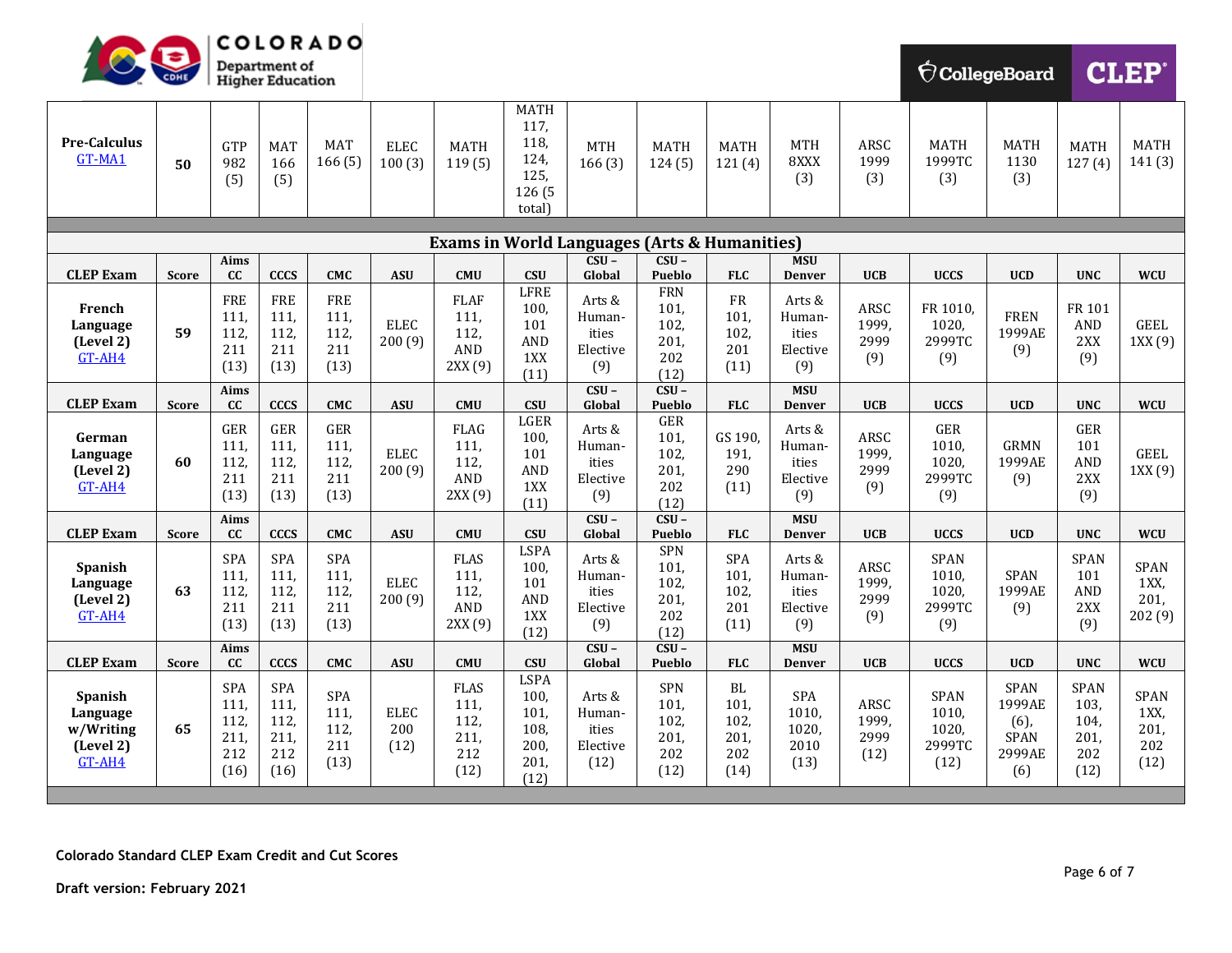| CLEP Exam | Score | Aims CC | CCCS | CMC | ASU | CMU | CSU | CSU – Global | CSU – Pueblo | FLC | MSU Denver | UCB | UCCS | UCD | UNC | WCU |
|---|---|---|---|---|---|---|---|---|---|---|---|---|---|---|---|---|
| **Pre-Calculus** GT-MA1 | **50** | GTP 982 (5) | MAT 166 (5) | MAT 166 (5) | ELEC 100 (3) | MATH 119 (5) | MATH 117, 118, 124, 125, 126 (5 total) | MTH 166 (3) | MATH 124 (5) | MATH 121 (4) | MTH 8XXX (3) | ARSC 1999 (3) | MATH 1999TC (3) | MATH 1130 (3) | MATH 127 (4) | MATH 141 (3) |

## Exams in World Languages (Arts & Humanities)

| CLEP Exam | Score | Aims CC | CCCS | CMC | ASU | CMU | CSU | CSU – Global | CSU – Pueblo | FLC | MSU Denver | UCB | UCCS | UCD | UNC | WCU |
|---|---|---|---|---|---|---|---|---|---|---|---|---|---|---|---|---|
| **French Language (Level 2)** GT-AH4 | **59** | FRE 111, 112, 211 (13) | FRE 111, 112, 211 (13) | FRE 111, 112, 211 (13) | ELEC 200 (9) | FLAF 111, 112, AND 2XX (9) | LFRE 100, 101 AND 1XX (11) | Arts & Human-ities Elective (9) | FRN 101, 102, 201, 202 (12) | FR 101, 102, 201 (11) | Arts & Human-ities Elective (9) | ARSC 1999, 2999 (9) | FR 1010, 1020, 2999TC (9) | FREN 1999AE (9) | FR 101 AND 2XX (9) | GEEL 1XX (9) |
| **German Language (Level 2)** GT-AH4 | **60** | GER 111, 112, 211 (13) | GER 111, 112, 211 (13) | GER 111, 112, 211 (13) | ELEC 200 (9) | FLAG 111, 112, AND 2XX (9) | LGER 100, 101 AND 1XX (11) | Arts & Human-ities Elective (9) | GER 101, 102, 201, 202 (12) | GS 190, 191, 290 (11) | Arts & Human-ities Elective (9) | ARSC 1999, 2999 (9) | GER 1010, 1020, 2999TC (9) | GRMN 1999AE (9) | GER 101 AND 2XX (9) | GEEL 1XX (9) |
| **Spanish Language (Level 2)** GT-AH4 | **63** | SPA 111, 112, 211 (13) | SPA 111, 112, 211 (13) | SPA 111, 112, 211 (13) | ELEC 200 (9) | FLAS 111, 112, AND 2XX (9) | LSPA 100, 101 AND 1XX (12) | Arts & Human-ities Elective (9) | SPN 101, 102, 201, 202 (12) | SPA 101, 102, 201 (11) | Arts & Human-ities Elective (9) | ARSC 1999, 2999 (9) | SPAN 1010, 1020, 2999TC (9) | SPAN 1999AE (9) | SPAN 101 AND 2XX (9) | SPAN 1XX, 201, 202 (9) |
| **Spanish Language w/Writing (Level 2)** GT-AH4 | **65** | SPA 111, 112, 211, 212 (16) | SPA 111, 112, 211, 212 (16) | SPA 111, 112, 211 (13) | ELEC 200 (12) | FLAS 111, 112, 211, 212 (12) | LSPA 100, 101, 108, 200, 201, (12) | Arts & Human-ities Elective (12) | SPN 101, 102, 201, 202 (12) | BL 101, 102, 201, 202 (14) | SPA 1010, 1020, 2010 (13) | ARSC 1999, 2999 (12) | SPAN 1010, 1020, 2999TC (12) | SPAN 1999AE (6), SPAN 2999AE (6) | SPAN 103, 104, 201, 202 (12) | SPAN 1XX, 201, 202 (12) |

**Colorado Standard CLEP Exam Credit and Cut Scores**

**Draft version: February 2021**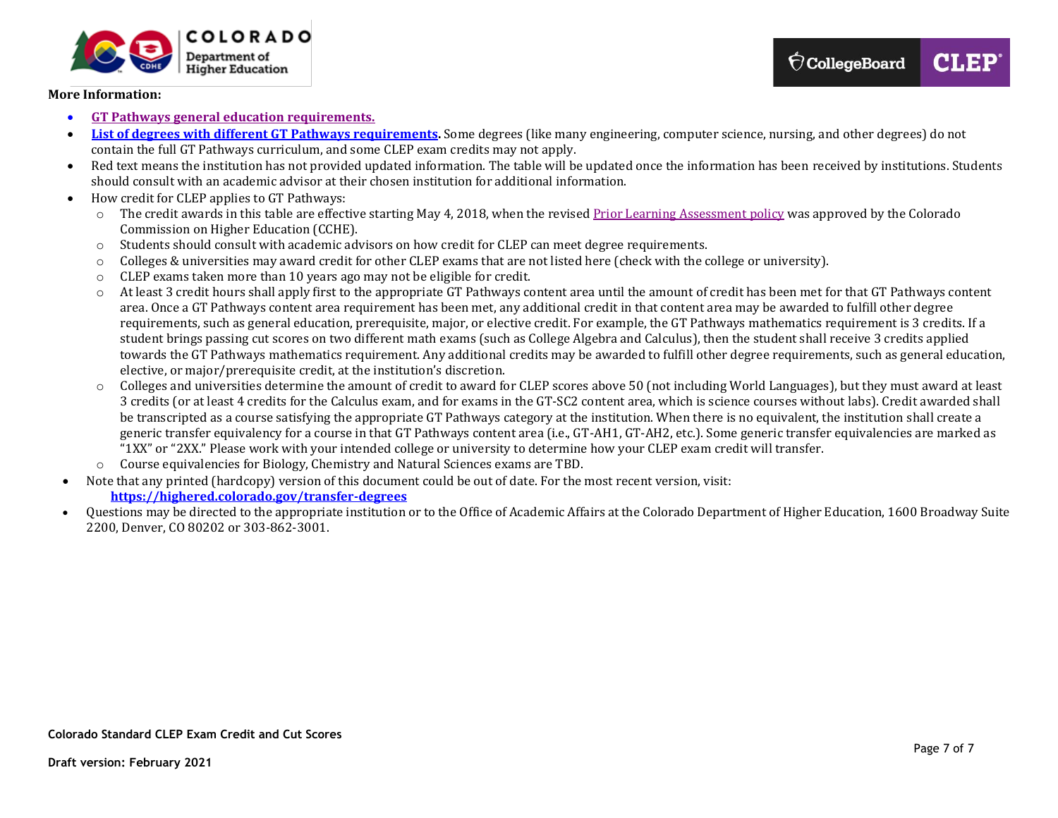**More Information:**

- **GT Pathways general education requirements.**
- **List of degrees with different GT Pathways requirements.** Some degrees (like many engineering, computer science, nursing, and other degrees) do not contain the full GT Pathways curriculum, and some CLEP exam credits may not apply.
- Red text means the institution has not provided updated information. The table will be updated once the information has been received by institutions. Students should consult with an academic advisor at their chosen institution for additional information.
- How credit for CLEP applies to GT Pathways:
  - The credit awards in this table are effective starting May 4, 2018, when the revised Prior Learning Assessment policy was approved by the Colorado Commission on Higher Education (CCHE).
  - Students should consult with academic advisors on how credit for CLEP can meet degree requirements.
  - Colleges & universities may award credit for other CLEP exams that are not listed here (check with the college or university).
  - CLEP exams taken more than 10 years ago may not be eligible for credit.
  - At least 3 credit hours shall apply first to the appropriate GT Pathways content area until the amount of credit has been met for that GT Pathways content area. Once a GT Pathways content area requirement has been met, any additional credit in that content area may be awarded to fulfill other degree requirements, such as general education, prerequisite, major, or elective credit. For example, the GT Pathways mathematics requirement is 3 credits. If a student brings passing cut scores on two different math exams (such as College Algebra and Calculus), then the student shall receive 3 credits applied towards the GT Pathways mathematics requirement. Any additional credits may be awarded to fulfill other degree requirements, such as general education, elective, or major/prerequisite credit, at the institution's discretion.
  - Colleges and universities determine the amount of credit to award for CLEP scores above 50 (not including World Languages), but they must award at least 3 credits (or at least 4 credits for the Calculus exam, and for exams in the GT-SC2 content area, which is science courses without labs). Credit awarded shall be transcripted as a course satisfying the appropriate GT Pathways category at the institution. When there is no equivalent, the institution shall create a generic transfer equivalency for a course in that GT Pathways content area (i.e., GT-AH1, GT-AH2, etc.). Some generic transfer equivalencies are marked as "1XX" or "2XX." Please work with your intended college or university to determine how your CLEP exam credit will transfer.
  - Course equivalencies for Biology, Chemistry and Natural Sciences exams are TBD.
- Note that any printed (hardcopy) version of this document could be out of date. For the most recent version, visit: **https://highered.colorado.gov/transfer-degrees**
- Questions may be directed to the appropriate institution or to the Office of Academic Affairs at the Colorado Department of Higher Education, 1600 Broadway Suite 2200, Denver, CO 80202 or 303-862-3001.

**Colorado Standard CLEP Exam Credit and Cut Scores**

**Draft version: February 2021**